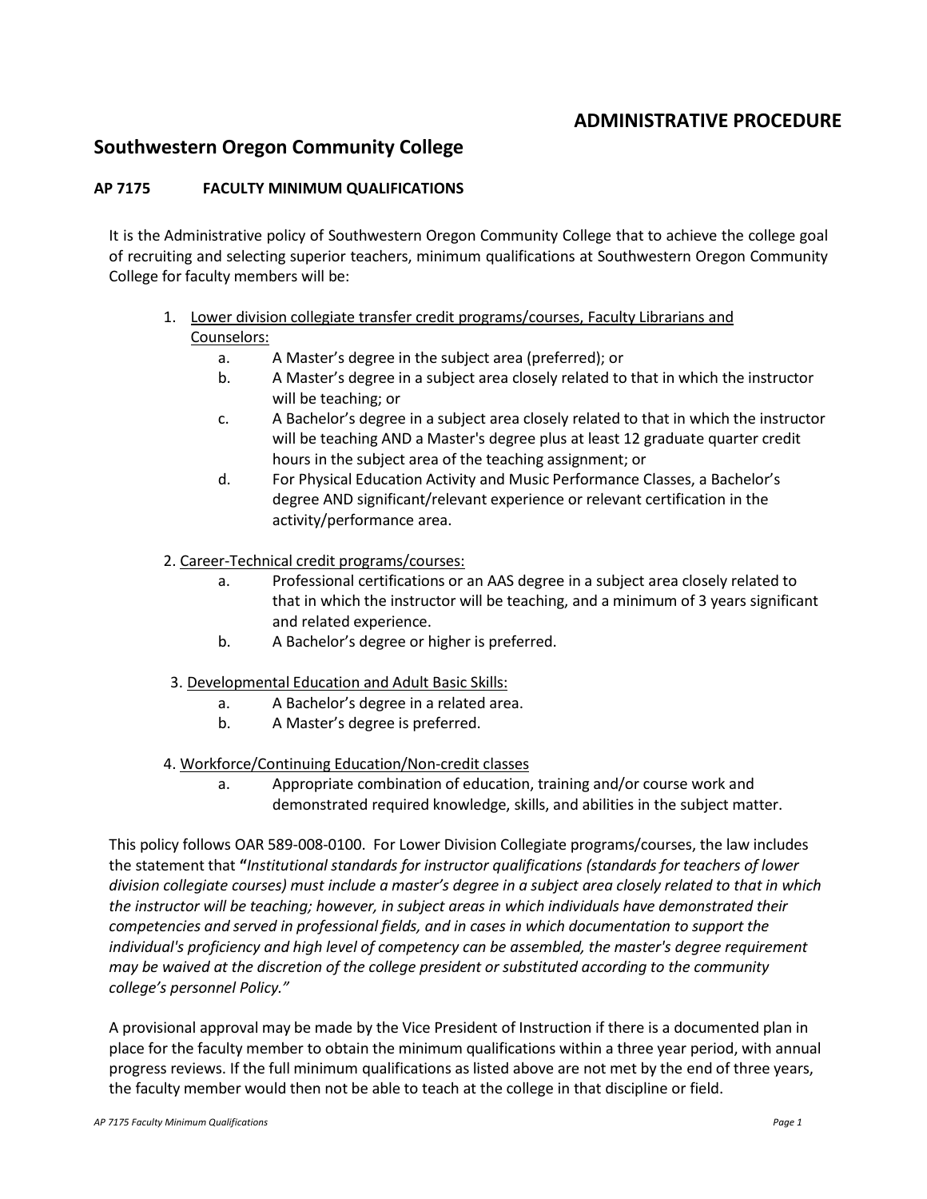# ADMINISTRATIVE PROCEDURE

## Southwestern Oregon Community College

### AP 7175 FACULTY MINIMUM QUALIFICATIONS

It is the Administrative policy of Southwestern Oregon Community College that to achieve the college goal of recruiting and selecting superior teachers, minimum qualifications at Southwestern Oregon Community College for faculty members will be:

1. <u>Lower division collegiate transfer credit programs/courses, Faculty Librarians and Counselors:</u>
   a. A Master's degree in the subject area (preferred); or
   b. A Master's degree in a subject area closely related to that in which the instructor will be teaching; or
   c. A Bachelor's degree in a subject area closely related to that in which the instructor will be teaching AND a Master's degree plus at least 12 graduate quarter credit hours in the subject area of the teaching assignment; or
   d. For Physical Education Activity and Music Performance Classes, a Bachelor's degree AND significant/relevant experience or relevant certification in the activity/performance area.

2. <u>Career-Technical credit programs/courses:</u>
   a. Professional certifications or an AAS degree in a subject area closely related to that in which the instructor will be teaching, and a minimum of 3 years significant and related experience.
   b. A Bachelor's degree or higher is preferred.

3. <u>Developmental Education and Adult Basic Skills:</u>
   a. A Bachelor's degree in a related area.
   b. A Master's degree is preferred.

4. <u>Workforce/Continuing Education/Non-credit classes</u>
   a. Appropriate combination of education, training and/or course work and demonstrated required knowledge, skills, and abilities in the subject matter.

This policy follows OAR 589-008-0100. For Lower Division Collegiate programs/courses, the law includes the statement that **"***Institutional standards for instructor qualifications (standards for teachers of lower division collegiate courses) must include a master's degree in a subject area closely related to that in which the instructor will be teaching; however, in subject areas in which individuals have demonstrated their competencies and served in professional fields, and in cases in which documentation to support the individual's proficiency and high level of competency can be assembled, the master's degree requirement may be waived at the discretion of the college president or substituted according to the community college's personnel Policy."*

A provisional approval may be made by the Vice President of Instruction if there is a documented plan in place for the faculty member to obtain the minimum qualifications within a three year period, with annual progress reviews. If the full minimum qualifications as listed above are not met by the end of three years, the faculty member would then not be able to teach at the college in that discipline or field.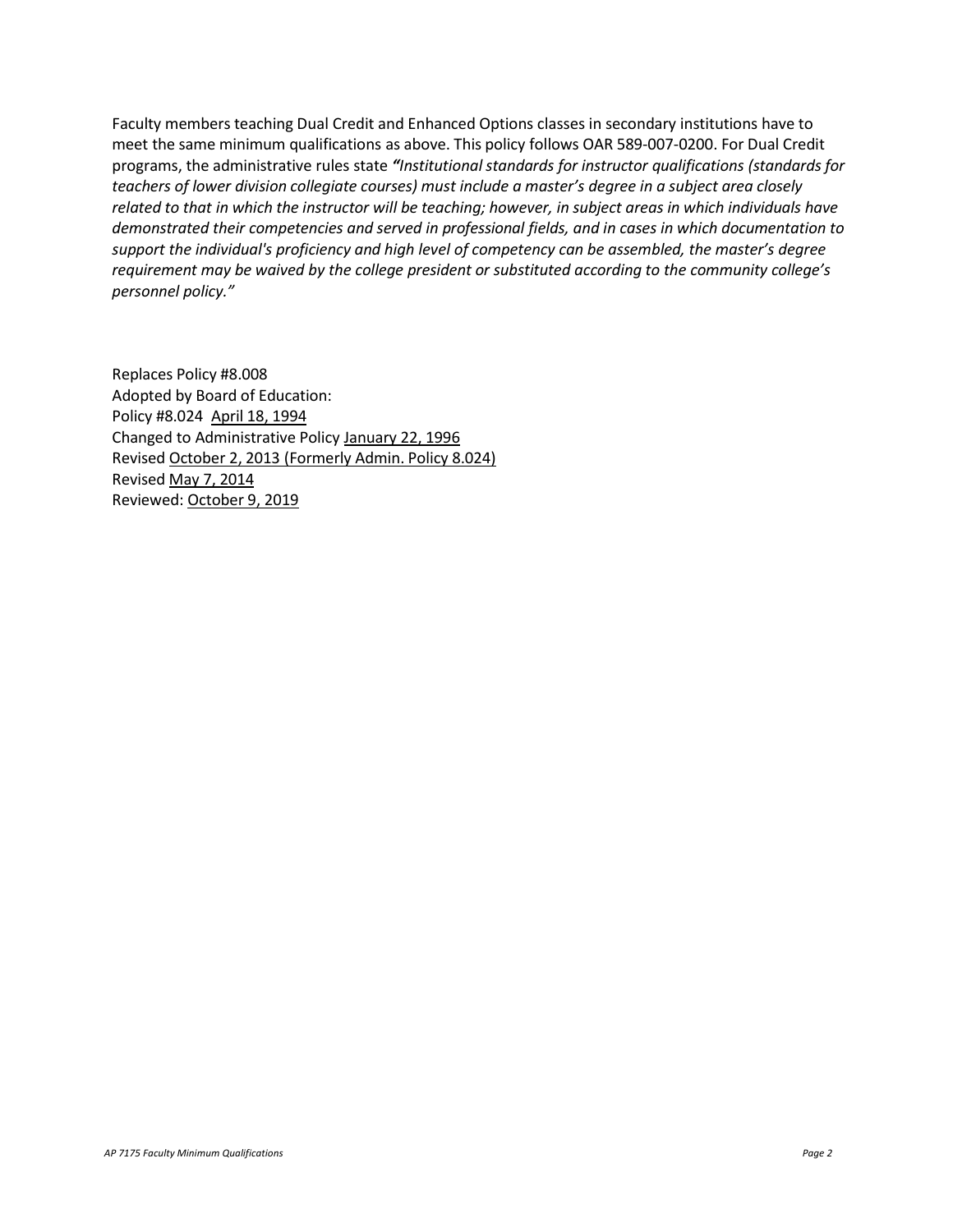Faculty members teaching Dual Credit and Enhanced Options classes in secondary institutions have to meet the same minimum qualifications as above. This policy follows OAR 589-007-0200. For Dual Credit programs, the administrative rules state ***"****Institutional standards for instructor qualifications (standards for teachers of lower division collegiate courses) must include a master's degree in a subject area closely related to that in which the instructor will be teaching; however, in subject areas in which individuals have demonstrated their competencies and served in professional fields, and in cases in which documentation to support the individual's proficiency and high level of competency can be assembled, the master's degree requirement may be waived by the college president or substituted according to the community college's personnel policy."*

Replaces Policy #8.008
Adopted by Board of Education:
Policy #8.024 April 18, 1994
Changed to Administrative Policy January 22, 1996
Revised October 2, 2013 (Formerly Admin. Policy 8.024)
Revised May 7, 2014
Reviewed: October 9, 2019